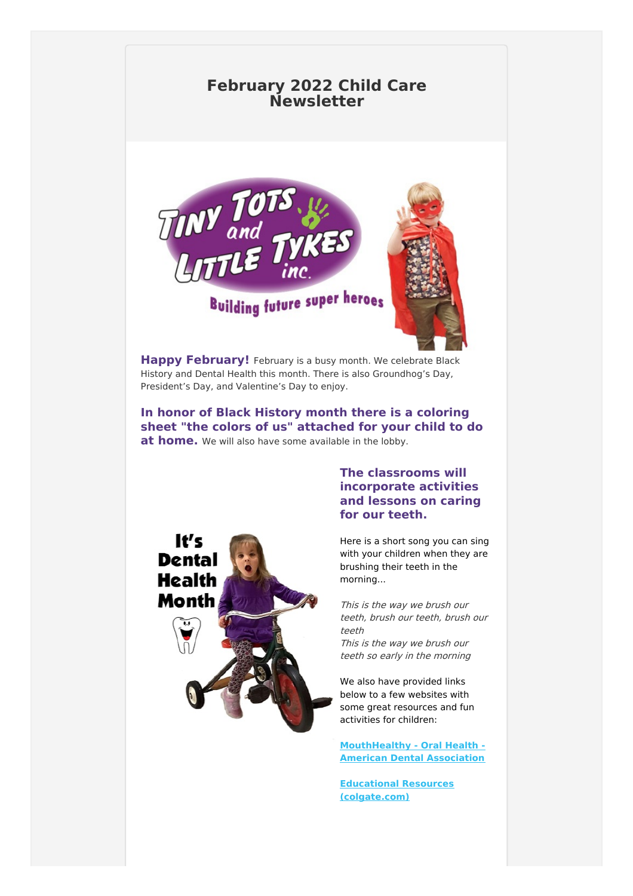# February 2022 Child Care Newsletter

**Happy February!** February is a busy month. We celebrate Black History and Dental Health this month. There is also Groundhog's Day, President's Day, and Valentine's Day to enjoy.

**In honor of Black History month there is a coloring sheet "the colors of us" attached for your child to do at home.** We will also have some available in the lobby.

**The classrooms will incorporate activities and lessons on caring for our teeth.**

Here is a short song you can sing with your children when they are brushing their teeth in the morning...

*This is the way we brush our teeth, brush our teeth, brush our teeth*
*This is the way we brush our teeth so early in the morning*

We also have provided links below to a few websites with some great resources and fun activities for children:

[MouthHealthy - Oral Health - American Dental Association]

[Educational Resources (colgate.com)]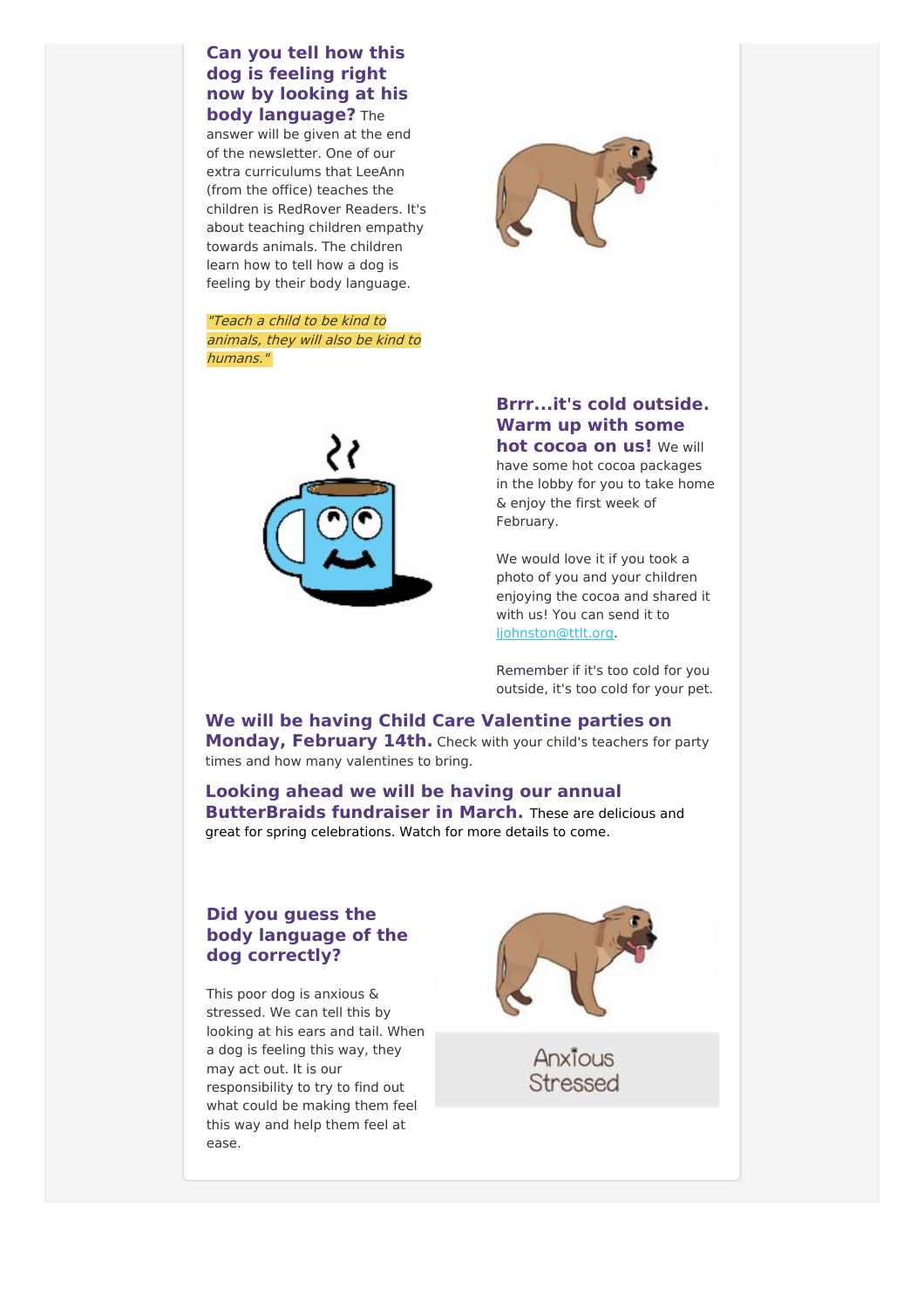**Can you tell how this dog is feeling right now by looking at his body language?** The answer will be given at the end of the newsletter. One of our extra curriculums that LeeAnn (from the office) teaches the children is RedRover Readers. It's about teaching children empathy towards animals. The children learn how to tell how a dog is feeling by their body language.

*"Teach a child to be kind to animals, they will also be kind to humans."*

**Brrr...it's cold outside. Warm up with some hot cocoa on us!** We will have some hot cocoa packages in the lobby for you to take home & enjoy the first week of February.

We would love it if you took a photo of you and your children enjoying the cocoa and shared it with us! You can send it to ljohnston@ttlt.org.

Remember if it's too cold for you outside, it's too cold for your pet.

**We will be having Child Care Valentine parties on Monday, February 14th.** Check with your child's teachers for party times and how many valentines to bring.

**Looking ahead we will be having our annual ButterBraids fundraiser in March.** These are delicious and great for spring celebrations. Watch for more details to come.

**Did you guess the body language of the dog correctly?**

This poor dog is anxious & stressed. We can tell this by looking at his ears and tail. When a dog is feeling this way, they may act out. It is our responsibility to try to find out what could be making them feel this way and help them feel at ease.

Anxious
Stressed